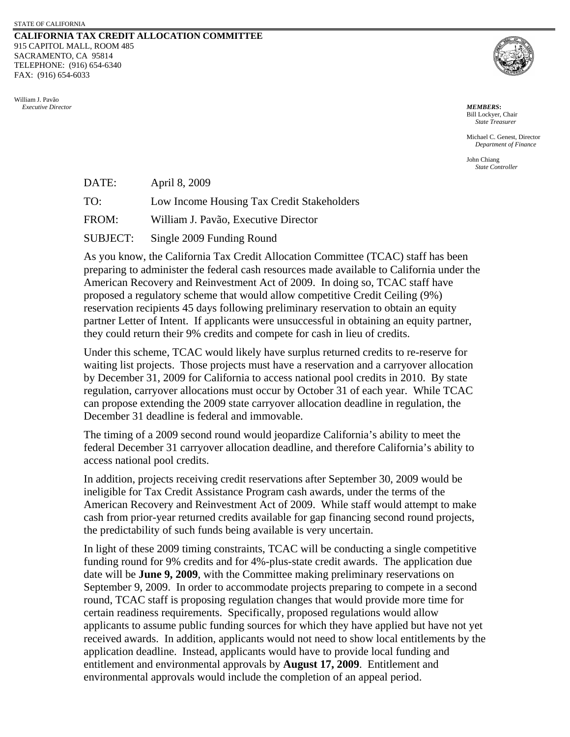STATE OF CALIFORNIA

**CALIFORNIA TAX CREDIT ALLOCATION COMMITTEE**
915 CAPITOL MALL, ROOM 485
SACRAMENTO, CA 95814
TELEPHONE: (916) 654-6340
FAX: (916) 654-6033

William J. Pavão
*Executive Director*

***MEMBERS*:**
Bill Lockyer, Chair
*State Treasurer*

Michael C. Genest, Director
*Department of Finance*

John Chiang
*State Controller*

DATE: April 8, 2009

TO: Low Income Housing Tax Credit Stakeholders

FROM: William J. Pavão, Executive Director

SUBJECT: Single 2009 Funding Round

As you know, the California Tax Credit Allocation Committee (TCAC) staff has been preparing to administer the federal cash resources made available to California under the American Recovery and Reinvestment Act of 2009. In doing so, TCAC staff have proposed a regulatory scheme that would allow competitive Credit Ceiling (9%) reservation recipients 45 days following preliminary reservation to obtain an equity partner Letter of Intent. If applicants were unsuccessful in obtaining an equity partner, they could return their 9% credits and compete for cash in lieu of credits.

Under this scheme, TCAC would likely have surplus returned credits to re-reserve for waiting list projects. Those projects must have a reservation and a carryover allocation by December 31, 2009 for California to access national pool credits in 2010. By state regulation, carryover allocations must occur by October 31 of each year. While TCAC can propose extending the 2009 state carryover allocation deadline in regulation, the December 31 deadline is federal and immovable.

The timing of a 2009 second round would jeopardize California's ability to meet the federal December 31 carryover allocation deadline, and therefore California's ability to access national pool credits.

In addition, projects receiving credit reservations after September 30, 2009 would be ineligible for Tax Credit Assistance Program cash awards, under the terms of the American Recovery and Reinvestment Act of 2009. While staff would attempt to make cash from prior-year returned credits available for gap financing second round projects, the predictability of such funds being available is very uncertain.

In light of these 2009 timing constraints, TCAC will be conducting a single competitive funding round for 9% credits and for 4%-plus-state credit awards. The application due date will be **June 9, 2009**, with the Committee making preliminary reservations on September 9, 2009. In order to accommodate projects preparing to compete in a second round, TCAC staff is proposing regulation changes that would provide more time for certain readiness requirements. Specifically, proposed regulations would allow applicants to assume public funding sources for which they have applied but have not yet received awards. In addition, applicants would not need to show local entitlements by the application deadline. Instead, applicants would have to provide local funding and entitlement and environmental approvals by **August 17, 2009**. Entitlement and environmental approvals would include the completion of an appeal period.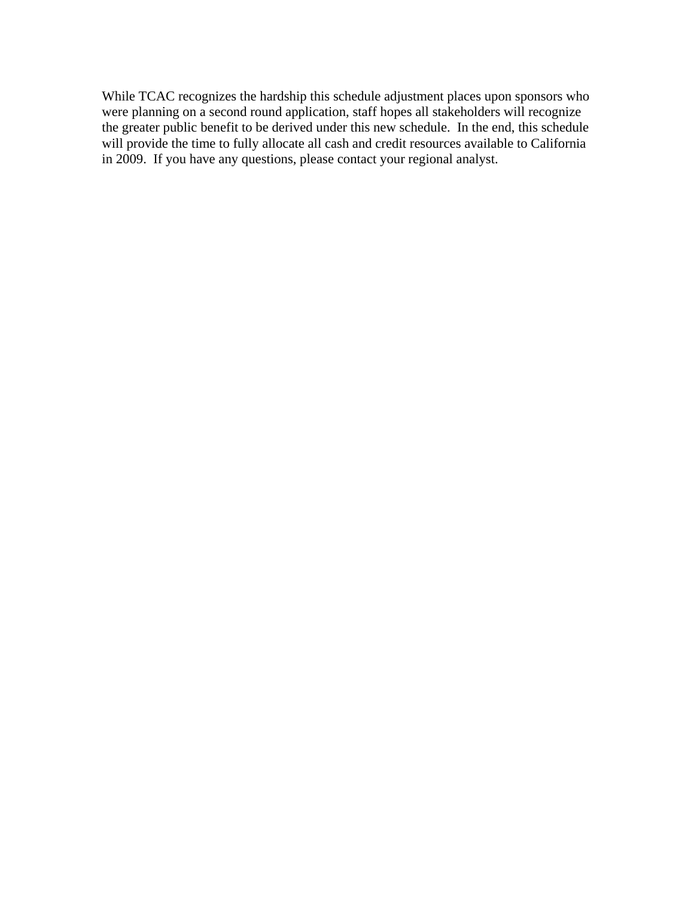While TCAC recognizes the hardship this schedule adjustment places upon sponsors who were planning on a second round application, staff hopes all stakeholders will recognize the greater public benefit to be derived under this new schedule. In the end, this schedule will provide the time to fully allocate all cash and credit resources available to California in 2009. If you have any questions, please contact your regional analyst.